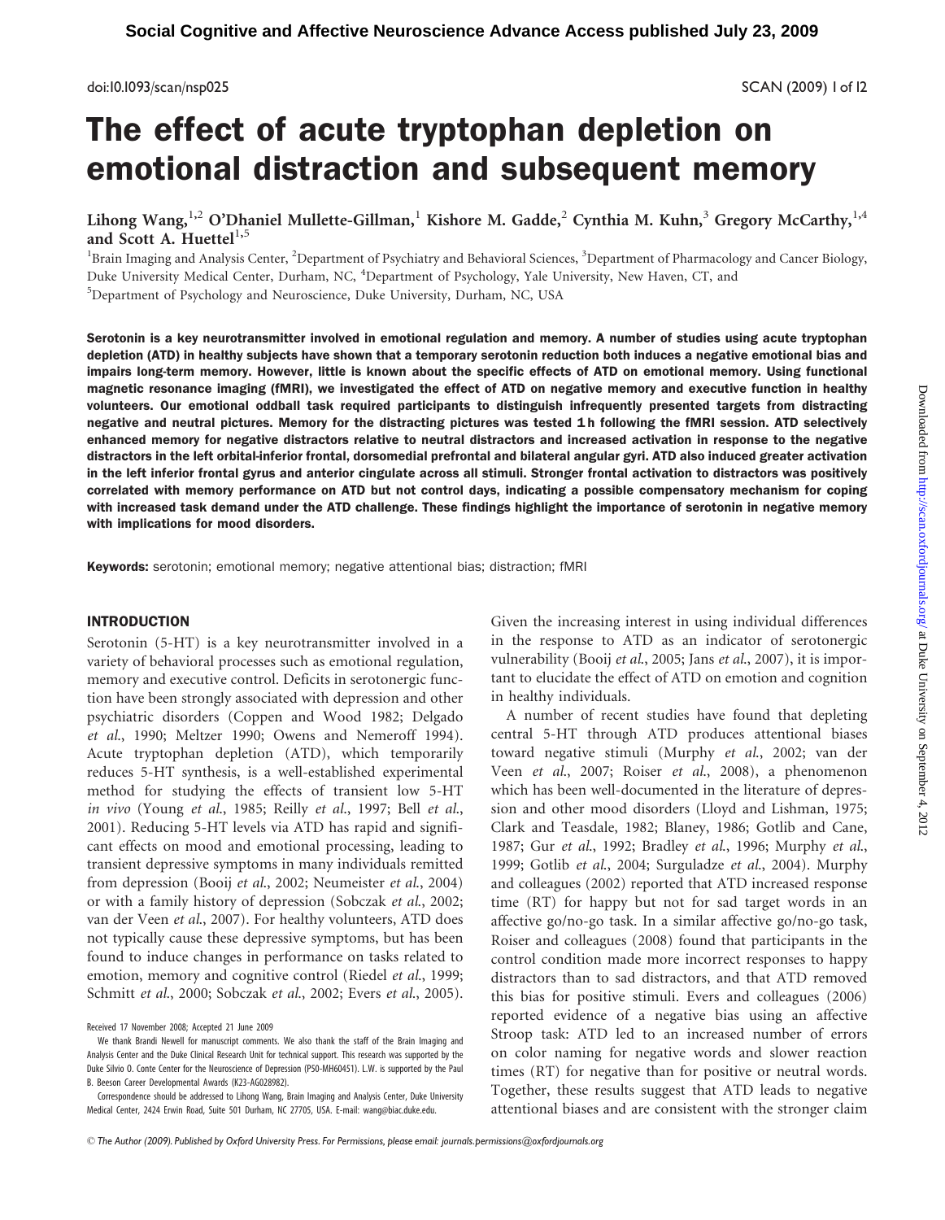# The effect of acute tryptophan depletion on emotional distraction and subsequent memory

Lihong Wang,[1,2] O'Dhaniel Mullette-Gillman,[1] Kishore M. Gadde,[2] Cynthia M. Kuhn,[3] Gregory McCarthy,[1,4] and Scott A. Huettel[1,5]

[1]Brain Imaging and Analysis Center, [2]Department of Psychiatry and Behavioral Sciences, [3]Department of Pharmacology and Cancer Biology, Duke University Medical Center, Durham, NC, [4]Department of Psychology, Yale University, New Haven, CT, and [5]Department of Psychology and Neuroscience, Duke University, Durham, NC, USA

**Serotonin is a key neurotransmitter involved in emotional regulation and memory. A number of studies using acute tryptophan depletion (ATD) in healthy subjects have shown that a temporary serotonin reduction both induces a negative emotional bias and impairs long-term memory. However, little is known about the specific effects of ATD on emotional memory. Using functional magnetic resonance imaging (fMRI), we investigated the effect of ATD on negative memory and executive function in healthy volunteers. Our emotional oddball task required participants to distinguish infrequently presented targets from distracting negative and neutral pictures. Memory for the distracting pictures was tested 1 h following the fMRI session. ATD selectively enhanced memory for negative distractors relative to neutral distractors and increased activation in response to the negative distractors in the left orbital-inferior frontal, dorsomedial prefrontal and bilateral angular gyri. ATD also induced greater activation in the left inferior frontal gyrus and anterior cingulate across all stimuli. Stronger frontal activation to distractors was positively correlated with memory performance on ATD but not control days, indicating a possible compensatory mechanism for coping with increased task demand under the ATD challenge. These findings highlight the importance of serotonin in negative memory with implications for mood disorders.**

**Keywords:** serotonin; emotional memory; negative attentional bias; distraction; fMRI

## INTRODUCTION

Serotonin (5-HT) is a key neurotransmitter involved in a variety of behavioral processes such as emotional regulation, memory and executive control. Deficits in serotonergic function have been strongly associated with depression and other psychiatric disorders (Coppen and Wood 1982; Delgado *et al.*, 1990; Meltzer 1990; Owens and Nemeroff 1994). Acute tryptophan depletion (ATD), which temporarily reduces 5-HT synthesis, is a well-established experimental method for studying the effects of transient low 5-HT *in vivo* (Young *et al.*, 1985; Reilly *et al.*, 1997; Bell *et al.*, 2001). Reducing 5-HT levels via ATD has rapid and significant effects on mood and emotional processing, leading to transient depressive symptoms in many individuals remitted from depression (Booij *et al.*, 2002; Neumeister *et al.*, 2004) or with a family history of depression (Sobczak *et al.*, 2002; van der Veen *et al.*, 2007). For healthy volunteers, ATD does not typically cause these depressive symptoms, but has been found to induce changes in performance on tasks related to emotion, memory and cognitive control (Riedel *et al.*, 1999; Schmitt *et al.*, 2000; Sobczak *et al.*, 2002; Evers *et al.*, 2005). Given the increasing interest in using individual differences in the response to ATD as an indicator of serotonergic vulnerability (Booij *et al.*, 2005; Jans *et al.*, 2007), it is important to elucidate the effect of ATD on emotion and cognition in healthy individuals.

A number of recent studies have found that depleting central 5-HT through ATD produces attentional biases toward negative stimuli (Murphy *et al.*, 2002; van der Veen *et al.*, 2007; Roiser *et al.*, 2008), a phenomenon which has been well-documented in the literature of depression and other mood disorders (Lloyd and Lishman, 1975; Clark and Teasdale, 1982; Blaney, 1986; Gotlib and Cane, 1987; Gur *et al.*, 1992; Bradley *et al.*, 1996; Murphy *et al.*, 1999; Gotlib *et al.*, 2004; Surguladze *et al.*, 2004). Murphy and colleagues (2002) reported that ATD increased response time (RT) for happy but not for sad target words in an affective go/no-go task. In a similar affective go/no-go task, Roiser and colleagues (2008) found that participants in the control condition made more incorrect responses to happy distractors than to sad distractors, and that ATD removed this bias for positive stimuli. Evers and colleagues (2006) reported evidence of a negative bias using an affective Stroop task: ATD led to an increased number of errors on color naming for negative words and slower reaction times (RT) for negative than for positive or neutral words. Together, these results suggest that ATD leads to negative attentional biases and are consistent with the stronger claim

Received 17 November 2008; Accepted 21 June 2009

We thank Brandi Newell for manuscript comments. We also thank the staff of the Brain Imaging and Analysis Center and the Duke Clinical Research Unit for technical support. This research was supported by the Duke Silvio O. Conte Center for the Neuroscience of Depression (P50-MH60451). L.W. is supported by the Paul B. Beeson Career Developmental Awards (K23-AG028982).

Correspondence should be addressed to Lihong Wang, Brain Imaging and Analysis Center, Duke University Medical Center, 2424 Erwin Road, Suite 501 Durham, NC 27705, USA. E-mail: wang@biac.duke.edu.

© The Author (2009). Published by Oxford University Press. For Permissions, please email: journals.permissions@oxfordjournals.org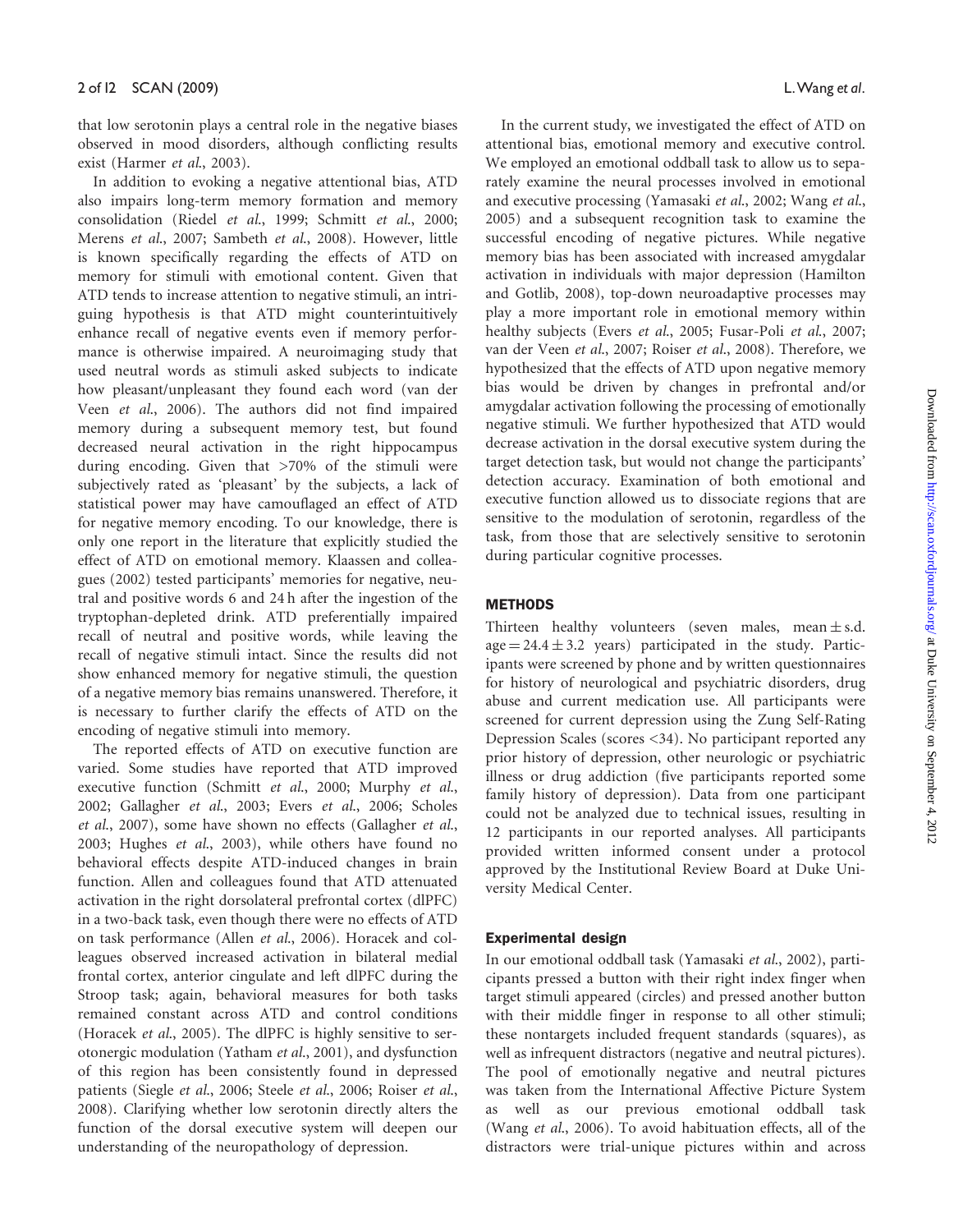that low serotonin plays a central role in the negative biases observed in mood disorders, although conflicting results exist (Harmer *et al.*, 2003).

In addition to evoking a negative attentional bias, ATD also impairs long-term memory formation and memory consolidation (Riedel *et al.*, 1999; Schmitt *et al.*, 2000; Merens *et al.*, 2007; Sambeth *et al.*, 2008). However, little is known specifically regarding the effects of ATD on memory for stimuli with emotional content. Given that ATD tends to increase attention to negative stimuli, an intriguing hypothesis is that ATD might counterintuitively enhance recall of negative events even if memory performance is otherwise impaired. A neuroimaging study that used neutral words as stimuli asked subjects to indicate how pleasant/unpleasant they found each word (van der Veen *et al.*, 2006). The authors did not find impaired memory during a subsequent memory test, but found decreased neural activation in the right hippocampus during encoding. Given that >70% of the stimuli were subjectively rated as 'pleasant' by the subjects, a lack of statistical power may have camouflaged an effect of ATD for negative memory encoding. To our knowledge, there is only one report in the literature that explicitly studied the effect of ATD on emotional memory. Klaassen and colleagues (2002) tested participants' memories for negative, neutral and positive words 6 and 24 h after the ingestion of the tryptophan-depleted drink. ATD preferentially impaired recall of neutral and positive words, while leaving the recall of negative stimuli intact. Since the results did not show enhanced memory for negative stimuli, the question of a negative memory bias remains unanswered. Therefore, it is necessary to further clarify the effects of ATD on the encoding of negative stimuli into memory.

The reported effects of ATD on executive function are varied. Some studies have reported that ATD improved executive function (Schmitt *et al.*, 2000; Murphy *et al.*, 2002; Gallagher *et al.*, 2003; Evers *et al.*, 2006; Scholes *et al.*, 2007), some have shown no effects (Gallagher *et al.*, 2003; Hughes *et al.*, 2003), while others have found no behavioral effects despite ATD-induced changes in brain function. Allen and colleagues found that ATD attenuated activation in the right dorsolateral prefrontal cortex (dlPFC) in a two-back task, even though there were no effects of ATD on task performance (Allen *et al.*, 2006). Horacek and colleagues observed increased activation in bilateral medial frontal cortex, anterior cingulate and left dlPFC during the Stroop task; again, behavioral measures for both tasks remained constant across ATD and control conditions (Horacek *et al.*, 2005). The dlPFC is highly sensitive to serotonergic modulation (Yatham *et al.*, 2001), and dysfunction of this region has been consistently found in depressed patients (Siegle *et al.*, 2006; Steele *et al.*, 2006; Roiser *et al.*, 2008). Clarifying whether low serotonin directly alters the function of the dorsal executive system will deepen our understanding of the neuropathology of depression.

In the current study, we investigated the effect of ATD on attentional bias, emotional memory and executive control. We employed an emotional oddball task to allow us to separately examine the neural processes involved in emotional and executive processing (Yamasaki *et al.*, 2002; Wang *et al.*, 2005) and a subsequent recognition task to examine the successful encoding of negative pictures. While negative memory bias has been associated with increased amygdalar activation in individuals with major depression (Hamilton and Gotlib, 2008), top-down neuroadaptive processes may play a more important role in emotional memory within healthy subjects (Evers *et al.*, 2005; Fusar-Poli *et al.*, 2007; van der Veen *et al.*, 2007; Roiser *et al.*, 2008). Therefore, we hypothesized that the effects of ATD upon negative memory bias would be driven by changes in prefrontal and/or amygdalar activation following the processing of emotionally negative stimuli. We further hypothesized that ATD would decrease activation in the dorsal executive system during the target detection task, but would not change the participants' detection accuracy. Examination of both emotional and executive function allowed us to dissociate regions that are sensitive to the modulation of serotonin, regardless of the task, from those that are selectively sensitive to serotonin during particular cognitive processes.

## METHODS

Thirteen healthy volunteers (seven males, mean ± s.d. age = 24.4 ± 3.2 years) participated in the study. Participants were screened by phone and by written questionnaires for history of neurological and psychiatric disorders, drug abuse and current medication use. All participants were screened for current depression using the Zung Self-Rating Depression Scales (scores <34). No participant reported any prior history of depression, other neurologic or psychiatric illness or drug addiction (five participants reported some family history of depression). Data from one participant could not be analyzed due to technical issues, resulting in 12 participants in our reported analyses. All participants provided written informed consent under a protocol approved by the Institutional Review Board at Duke University Medical Center.

### Experimental design

In our emotional oddball task (Yamasaki *et al.*, 2002), participants pressed a button with their right index finger when target stimuli appeared (circles) and pressed another button with their middle finger in response to all other stimuli; these nontargets included frequent standards (squares), as well as infrequent distractors (negative and neutral pictures). The pool of emotionally negative and neutral pictures was taken from the International Affective Picture System as well as our previous emotional oddball task (Wang *et al.*, 2006). To avoid habituation effects, all of the distractors were trial-unique pictures within and across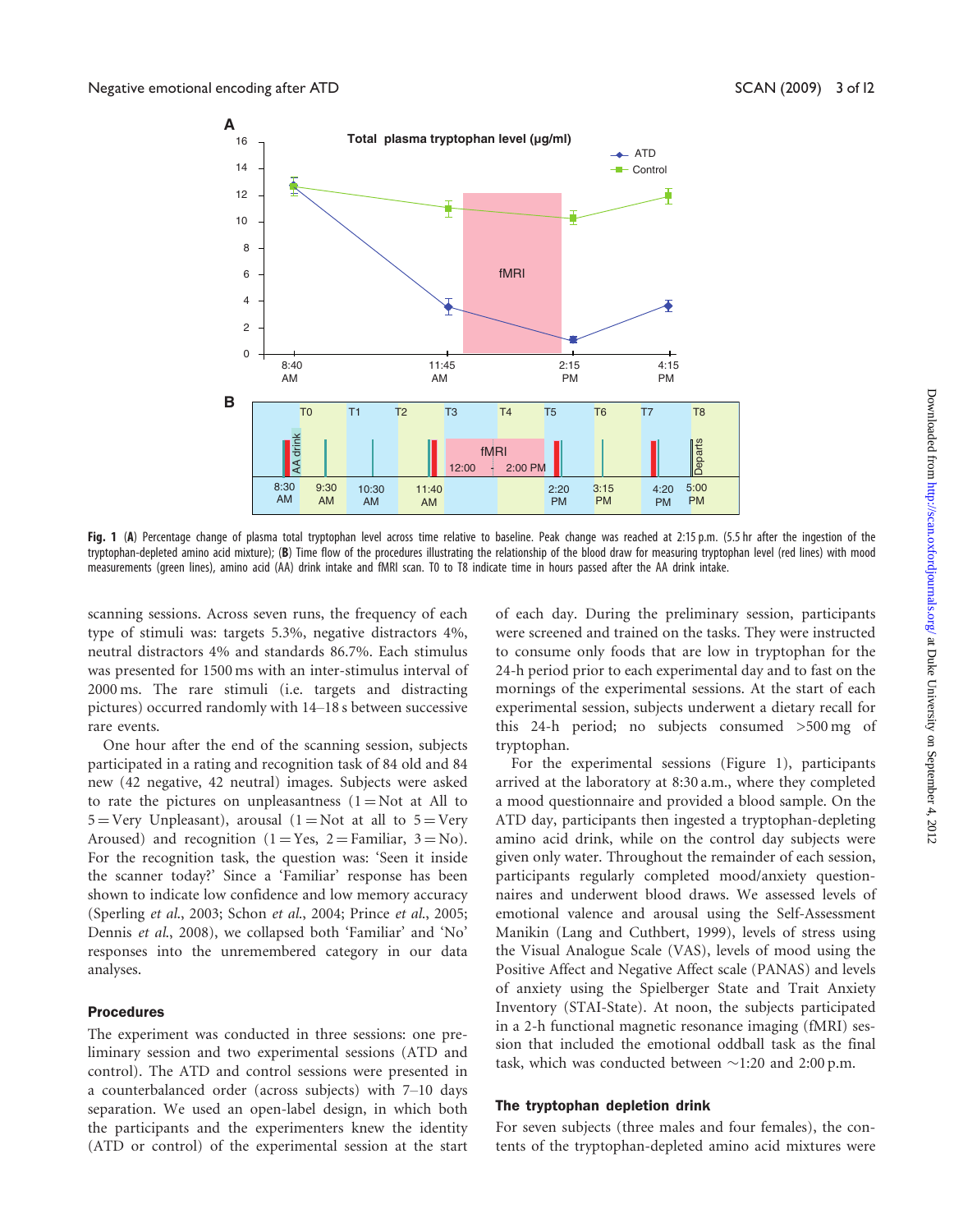Fig. 1 (**A**) Percentage change of plasma total tryptophan level across time relative to baseline. Peak change was reached at 2:15 p.m. (5.5 hr after the ingestion of the tryptophan-depleted amino acid mixture); (**B**) Time flow of the procedures illustrating the relationship of the blood draw for measuring tryptophan level (red lines) with mood measurements (green lines), amino acid (AA) drink intake and fMRI scan. T0 to T8 indicate time in hours passed after the AA drink intake.

scanning sessions. Across seven runs, the frequency of each type of stimuli was: targets 5.3%, negative distractors 4%, neutral distractors 4% and standards 86.7%. Each stimulus was presented for 1500 ms with an inter-stimulus interval of 2000 ms. The rare stimuli (i.e. targets and distracting pictures) occurred randomly with 14–18 s between successive rare events.

One hour after the end of the scanning session, subjects participated in a rating and recognition task of 84 old and 84 new (42 negative, 42 neutral) images. Subjects were asked to rate the pictures on unpleasantness (1 = Not at All to 5 = Very Unpleasant), arousal (1 = Not at all to 5 = Very Aroused) and recognition (1 = Yes, 2 = Familiar, 3 = No). For the recognition task, the question was: 'Seen it inside the scanner today?' Since a 'Familiar' response has been shown to indicate low confidence and low memory accuracy (Sperling *et al.*, 2003; Schon *et al.*, 2004; Prince *et al.*, 2005; Dennis *et al.*, 2008), we collapsed both 'Familiar' and 'No' responses into the unremembered category in our data analyses.

### Procedures

The experiment was conducted in three sessions: one preliminary session and two experimental sessions (ATD and control). The ATD and control sessions were presented in a counterbalanced order (across subjects) with 7–10 days separation. We used an open-label design, in which both the participants and the experimenters knew the identity (ATD or control) of the experimental session at the start of each day. During the preliminary session, participants were screened and trained on the tasks. They were instructed to consume only foods that are low in tryptophan for the 24-h period prior to each experimental day and to fast on the mornings of the experimental sessions. At the start of each experimental session, subjects underwent a dietary recall for this 24-h period; no subjects consumed >500 mg of tryptophan.

For the experimental sessions (Figure 1), participants arrived at the laboratory at 8:30 a.m., where they completed a mood questionnaire and provided a blood sample. On the ATD day, participants then ingested a tryptophan-depleting amino acid drink, while on the control day subjects were given only water. Throughout the remainder of each session, participants regularly completed mood/anxiety questionnaires and underwent blood draws. We assessed levels of emotional valence and arousal using the Self-Assessment Manikin (Lang and Cuthbert, 1999), levels of stress using the Visual Analogue Scale (VAS), levels of mood using the Positive Affect and Negative Affect scale (PANAS) and levels of anxiety using the Spielberger State and Trait Anxiety Inventory (STAI-State). At noon, the subjects participated in a 2-h functional magnetic resonance imaging (fMRI) session that included the emotional oddball task as the final task, which was conducted between ~1:20 and 2:00 p.m.

### The tryptophan depletion drink

For seven subjects (three males and four females), the contents of the tryptophan-depleted amino acid mixtures were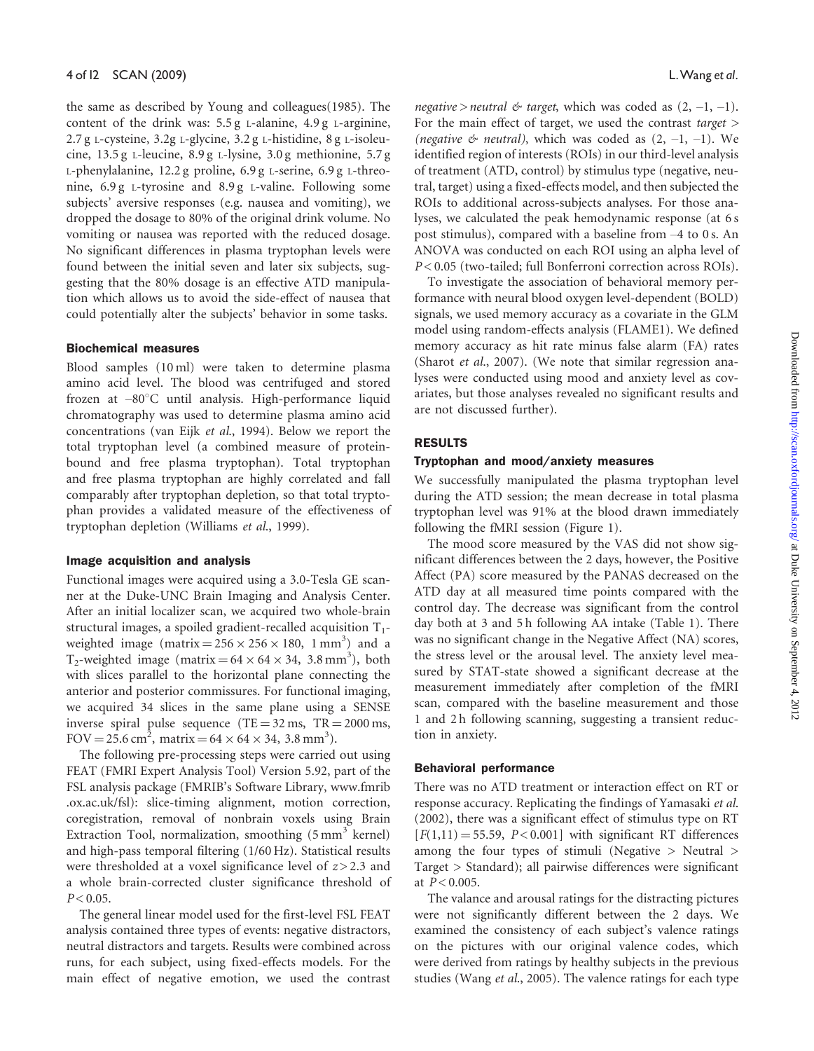the same as described by Young and colleagues(1985). The content of the drink was: 5.5 g L-alanine, 4.9 g L-arginine, 2.7 g L-cysteine, 3.2g L-glycine, 3.2 g L-histidine, 8 g L-isoleucine, 13.5 g L-leucine, 8.9 g L-lysine, 3.0 g methionine, 5.7 g L-phenylalanine, 12.2 g proline, 6.9 g L-serine, 6.9 g L-threonine, 6.9 g L-tyrosine and 8.9 g L-valine. Following some subjects' aversive responses (e.g. nausea and vomiting), we dropped the dosage to 80% of the original drink volume. No vomiting or nausea was reported with the reduced dosage. No significant differences in plasma tryptophan levels were found between the initial seven and later six subjects, suggesting that the 80% dosage is an effective ATD manipulation which allows us to avoid the side-effect of nausea that could potentially alter the subjects' behavior in some tasks.

### Biochemical measures

Blood samples (10 ml) were taken to determine plasma amino acid level. The blood was centrifuged and stored frozen at $-80^{\circ}$C until analysis. High-performance liquid chromatography was used to determine plasma amino acid concentrations (van Eijk *et al.*, 1994). Below we report the total tryptophan level (a combined measure of protein-bound and free plasma tryptophan). Total tryptophan and free plasma tryptophan are highly correlated and fall comparably after tryptophan depletion, so that total tryptophan provides a validated measure of the effectiveness of tryptophan depletion (Williams *et al.*, 1999).

### Image acquisition and analysis

Functional images were acquired using a 3.0-Tesla GE scanner at the Duke-UNC Brain Imaging and Analysis Center. After an initial localizer scan, we acquired two whole-brain structural images, a spoiled gradient-recalled acquisition $T_1$-weighted image (matrix = $256 \times 256 \times 180$, $1\ \text{mm}^3$) and a $T_2$-weighted image (matrix = $64 \times 64 \times 34$, $3.8\ \text{mm}^3$), both with slices parallel to the horizontal plane connecting the anterior and posterior commissures. For functional imaging, we acquired 34 slices in the same plane using a SENSE inverse spiral pulse sequence (TE = 32 ms, TR = 2000 ms, FOV = $25.6\ \text{cm}^2$, matrix = $64 \times 64 \times 34$, $3.8\ \text{mm}^3$).

The following pre-processing steps were carried out using FEAT (FMRI Expert Analysis Tool) Version 5.92, part of the FSL analysis package (FMRIB's Software Library, www.fmrib.ox.ac.uk/fsl): slice-timing alignment, motion correction, coregistration, removal of nonbrain voxels using Brain Extraction Tool, normalization, smoothing ($5\ \text{mm}^3$ kernel) and high-pass temporal filtering (1/60 Hz). Statistical results were thresholded at a voxel significance level of $z > 2.3$ and a whole brain-corrected cluster significance threshold of $P < 0.05$.

The general linear model used for the first-level FSL FEAT analysis contained three types of events: negative distractors, neutral distractors and targets. Results were combined across runs, for each subject, using fixed-effects models. For the main effect of negative emotion, we used the contrast *negative > neutral & target*, which was coded as (2, –1, –1). For the main effect of target, we used the contrast *target > (negative & neutral)*, which was coded as (2, –1, –1). We identified region of interests (ROIs) in our third-level analysis of treatment (ATD, control) by stimulus type (negative, neutral, target) using a fixed-effects model, and then subjected the ROIs to additional across-subjects analyses. For those analyses, we calculated the peak hemodynamic response (at 6 s post stimulus), compared with a baseline from –4 to 0 s. An ANOVA was conducted on each ROI using an alpha level of $P < 0.05$ (two-tailed; full Bonferroni correction across ROIs).

To investigate the association of behavioral memory performance with neural blood oxygen level-dependent (BOLD) signals, we used memory accuracy as a covariate in the GLM model using random-effects analysis (FLAME1). We defined memory accuracy as hit rate minus false alarm (FA) rates (Sharot *et al.*, 2007). (We note that similar regression analyses were conducted using mood and anxiety level as covariates, but those analyses revealed no significant results and are not discussed further).

## RESULTS

### Tryptophan and mood/anxiety measures

We successfully manipulated the plasma tryptophan level during the ATD session; the mean decrease in total plasma tryptophan level was 91% at the blood drawn immediately following the fMRI session (Figure 1).

The mood score measured by the VAS did not show significant differences between the 2 days, however, the Positive Affect (PA) score measured by the PANAS decreased on the ATD day at all measured time points compared with the control day. The decrease was significant from the control day both at 3 and 5 h following AA intake (Table 1). There was no significant change in the Negative Affect (NA) scores, the stress level or the arousal level. The anxiety level measured by STAT-state showed a significant decrease at the measurement immediately after completion of the fMRI scan, compared with the baseline measurement and those 1 and 2 h following scanning, suggesting a transient reduction in anxiety.

### Behavioral performance

There was no ATD treatment or interaction effect on RT or response accuracy. Replicating the findings of Yamasaki *et al.* (2002), there was a significant effect of stimulus type on RT [$F(1,11) = 55.59$, $P < 0.001$] with significant RT differences among the four types of stimuli (Negative > Neutral > Target > Standard); all pairwise differences were significant at $P < 0.005$.

The valance and arousal ratings for the distracting pictures were not significantly different between the 2 days. We examined the consistency of each subject's valence ratings on the pictures with our original valence codes, which were derived from ratings by healthy subjects in the previous studies (Wang *et al.*, 2005). The valence ratings for each type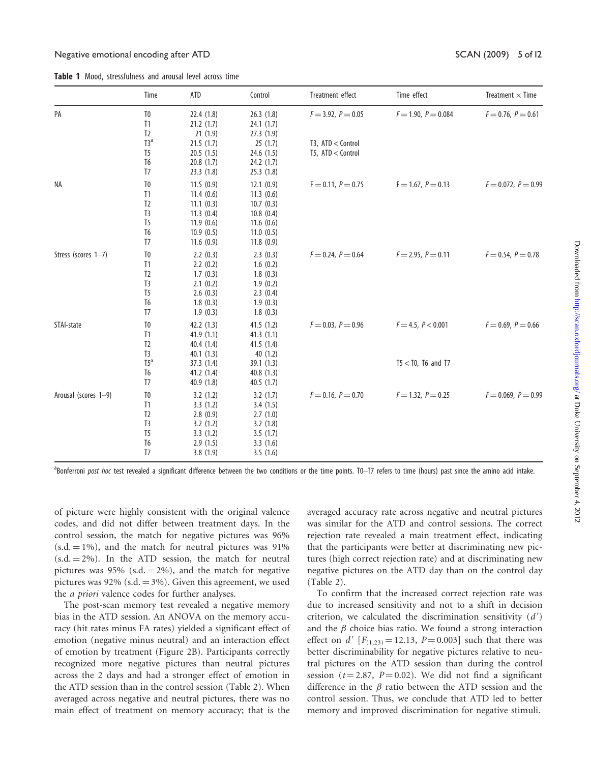**Table 1** Mood, stressfulness and arousal level across time

| | Time | ATD | Control | Treatment effect | Time effect | Treatment × Time |
|---|---|---|---|---|---|---|
| PA | T0 | 22.4 (1.8) | 26.3 (1.8) | $F = 3.92$, $P = 0.05$ | $F = 1.90$, $P = 0.084$ | $F = 0.76$, $P = 0.61$ |
| | T1 | 21.2 (1.7) | 24.1 (1.7) | | | |
| | T2 | 21 (1.9) | 27.3 (1.9) | | | |
| | T3[a] | 21.5 (1.7) | 25 (1.7) | T3, ATD < Control | | |
| | T5 | 20.5 (1.5) | 24.6 (1.5) | T5, ATD < Control | | |
| | T6 | 20.8 (1.7) | 24.2 (1.7) | | | |
| | T7 | 23.3 (1.8) | 25.3 (1.8) | | | |
| NA | T0 | 11.5 (0.9) | 12.1 (0.9) | $F = 0.11$, $P = 0.75$ | $F = 1.67$, $P = 0.13$ | $F = 0.072$, $P = 0.99$ |
| | T1 | 11.4 (0.6) | 11.3 (0.6) | | | |
| | T2 | 11.1 (0.3) | 10.7 (0.3) | | | |
| | T3 | 11.3 (0.4) | 10.8 (0.4) | | | |
| | T5 | 11.9 (0.6) | 11.6 (0.6) | | | |
| | T6 | 10.9 (0.5) | 11.0 (0.5) | | | |
| | T7 | 11.6 (0.9) | 11.8 (0.9) | | | |
| Stress (scores 1–7) | T0 | 2.2 (0.3) | 2.3 (0.3) | $F = 0.24$, $P = 0.64$ | $F = 2.95$, $P = 0.11$ | $F = 0.54$, $P = 0.78$ |
| | T1 | 2.2 (0.2) | 1.6 (0.2) | | | |
| | T2 | 1.7 (0.3) | 1.8 (0.3) | | | |
| | T3 | 2.1 (0.2) | 1.9 (0.2) | | | |
| | T5 | 2.6 (0.3) | 2.3 (0.4) | | | |
| | T6 | 1.8 (0.3) | 1.9 (0.3) | | | |
| | T7 | 1.9 (0.3) | 1.8 (0.3) | | | |
| STAI-state | T0 | 42.2 (1.3) | 41.5 (1.2) | $F = 0.03$, $P = 0.96$ | $F = 4.5$, $P < 0.001$ | $F = 0.69$, $P = 0.66$ |
| | T1 | 41.9 (1.1) | 41.3 (1.1) | | | |
| | T2 | 40.4 (1.4) | 41.5 (1.4) | | | |
| | T3 | 40.1 (1.3) | 40 (1.2) | | | |
| | T5[a] | 37.3 (1.4) | 39.1 (1.3) | | T5 < T0, T6 and T7 | |
| | T6 | 41.2 (1.4) | 40.8 (1.3) | | | |
| | T7 | 40.9 (1.8) | 40.5 (1.7) | | | |
| Arousal (scores 1–9) | T0 | 3.2 (1.2) | 3.2 (1.7) | $F = 0.16$, $P = 0.70$ | $F = 1.32$, $P = 0.25$ | $F = 0.069$, $P = 0.99$ |
| | T1 | 3.3 (1.2) | 3.4 (1.5) | | | |
| | T2 | 2.8 (0.9) | 2.7 (1.0) | | | |
| | T3 | 3.2 (1.2) | 3.2 (1.8) | | | |
| | T5 | 3.3 (1.2) | 3.5 (1.7) | | | |
| | T6 | 2.9 (1.5) | 3.3 (1.6) | | | |
| | T7 | 3.8 (1.9) | 3.5 (1.6) | | | |

[a]Bonferroni *post hoc* test revealed a significant difference between the two conditions or the time points. T0–T7 refers to time (hours) past since the amino acid intake.

of picture were highly consistent with the original valence codes, and did not differ between treatment days. In the control session, the match for negative pictures was 96% (s.d. = 1%), and the match for neutral pictures was 91% (s.d. = 2%). In the ATD session, the match for neutral pictures was 95% (s.d. = 2%), and the match for negative pictures was 92% (s.d. = 3%). Given this agreement, we used the *a priori* valence codes for further analyses.

The post-scan memory test revealed a negative memory bias in the ATD session. An ANOVA on the memory accuracy (hit rates minus FA rates) yielded a significant effect of emotion (negative minus neutral) and an interaction effect of emotion by treatment (Figure 2B). Participants correctly recognized more negative pictures than neutral pictures across the 2 days and had a stronger effect of emotion in the ATD session than in the control session (Table 2). When averaged across negative and neutral pictures, there was no main effect of treatment on memory accuracy; that is the averaged accuracy rate across negative and neutral pictures was similar for the ATD and control sessions. The correct rejection rate revealed a main treatment effect, indicating that the participants were better at discriminating new pictures (high correct rejection rate) and at discriminating new negative pictures on the ATD day than on the control day (Table 2).

To confirm that the increased correct rejection rate was due to increased sensitivity and not to a shift in decision criterion, we calculated the discrimination sensitivity ($d'$) and the $\beta$ choice bias ratio. We found a strong interaction effect on $d'$ [$F_{(1,23)} = 12.13$, $P = 0.003$] such that there was better discriminability for negative pictures relative to neutral pictures on the ATD session than during the control session ($t = 2.87$, $P = 0.02$). We did not find a significant difference in the $\beta$ ratio between the ATD session and the control session. Thus, we conclude that ATD led to better memory and improved discrimination for negative stimuli.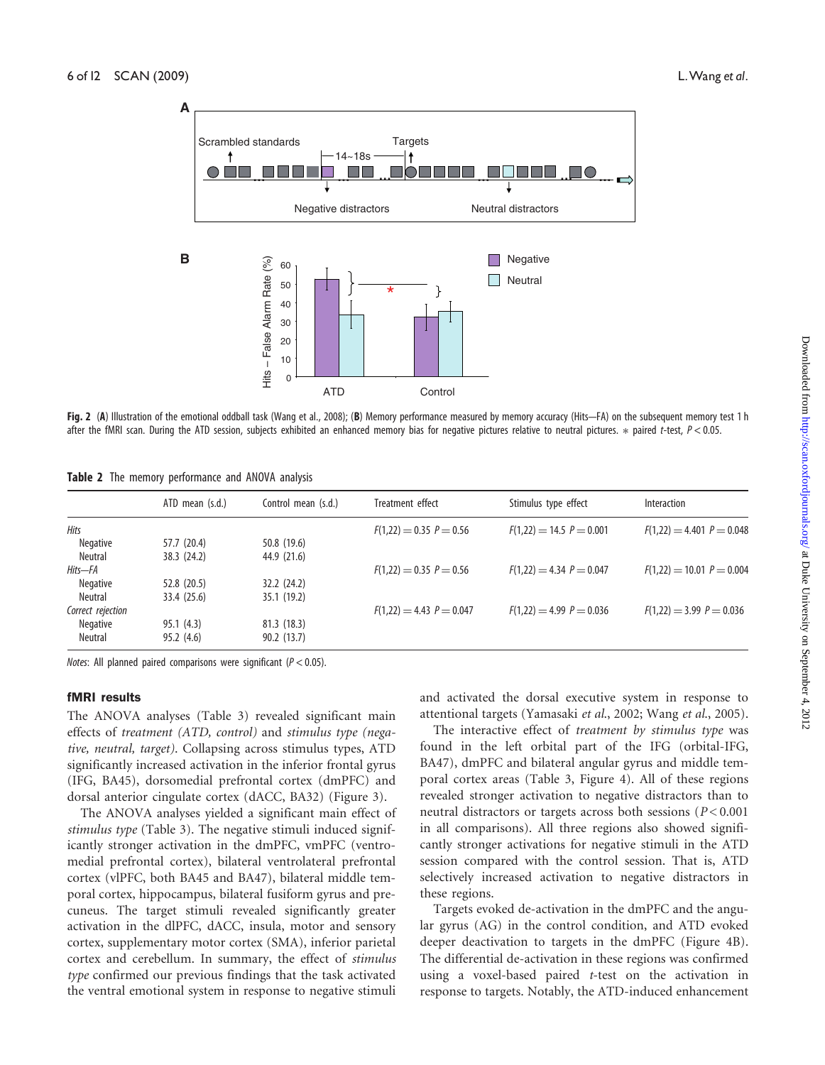Fig. 2 (A) Illustration of the emotional oddball task (Wang et al., 2008); (B) Memory performance measured by memory accuracy (Hits—FA) on the subsequent memory test 1 h after the fMRI scan. During the ATD session, subjects exhibited an enhanced memory bias for negative pictures relative to neutral pictures. * paired t-test, $P < 0.05$.

**Table 2** The memory performance and ANOVA analysis

| | ATD mean (s.d.) | Control mean (s.d.) | Treatment effect | Stimulus type effect | Interaction |
|---|---|---|---|---|---|
| *Hits* | | | $F(1,22) = 0.35$ $P = 0.56$ | $F(1,22) = 14.5$ $P = 0.001$ | $F(1,22) = 4.401$ $P = 0.048$ |
| Negative | 57.7 (20.4) | 50.8 (19.6) | | | |
| Neutral | 38.3 (24.2) | 44.9 (21.6) | | | |
| *Hits—FA* | | | $F(1,22) = 0.35$ $P = 0.56$ | $F(1,22) = 4.34$ $P = 0.047$ | $F(1,22) = 10.01$ $P = 0.004$ |
| Negative | 52.8 (20.5) | 32.2 (24.2) | | | |
| Neutral | 33.4 (25.6) | 35.1 (19.2) | | | |
| *Correct rejection* | | | $F(1,22) = 4.43$ $P = 0.047$ | $F(1,22) = 4.99$ $P = 0.036$ | $F(1,22) = 3.99$ $P = 0.036$ |
| Negative | 95.1 (4.3) | 81.3 (18.3) | | | |
| Neutral | 95.2 (4.6) | 90.2 (13.7) | | | |

*Notes*: All planned paired comparisons were significant ($P < 0.05$).

### fMRI results

The ANOVA analyses (Table 3) revealed significant main effects of *treatment (ATD, control)* and *stimulus type (negative, neutral, target)*. Collapsing across stimulus types, ATD significantly increased activation in the inferior frontal gyrus (IFG, BA45), dorsomedial prefrontal cortex (dmPFC) and dorsal anterior cingulate cortex (dACC, BA32) (Figure 3).

The ANOVA analyses yielded a significant main effect of *stimulus type* (Table 3). The negative stimuli induced significantly stronger activation in the dmPFC, vmPFC (ventromedial prefrontal cortex), bilateral ventrolateral prefrontal cortex (vlPFC, both BA45 and BA47), bilateral middle temporal cortex, hippocampus, bilateral fusiform gyrus and precuneus. The target stimuli revealed significantly greater activation in the dlPFC, dACC, insula, motor and sensory cortex, supplementary motor cortex (SMA), inferior parietal cortex and cerebellum. In summary, the effect of *stimulus type* confirmed our previous findings that the task activated the ventral emotional system in response to negative stimuli and activated the dorsal executive system in response to attentional targets (Yamasaki *et al*., 2002; Wang *et al*., 2005).

The interactive effect of *treatment by stimulus type* was found in the left orbital part of the IFG (orbital-IFG, BA47), dmPFC and bilateral angular gyrus and middle temporal cortex areas (Table 3, Figure 4). All of these regions revealed stronger activation to negative distractors than to neutral distractors or targets across both sessions ($P < 0.001$ in all comparisons). All three regions also showed significantly stronger activations for negative stimuli in the ATD session compared with the control session. That is, ATD selectively increased activation to negative distractors in these regions.

Targets evoked de-activation in the dmPFC and the angular gyrus (AG) in the control condition, and ATD evoked deeper deactivation to targets in the dmPFC (Figure 4B). The differential de-activation in these regions was confirmed using a voxel-based paired *t*-test on the activation in response to targets. Notably, the ATD-induced enhancement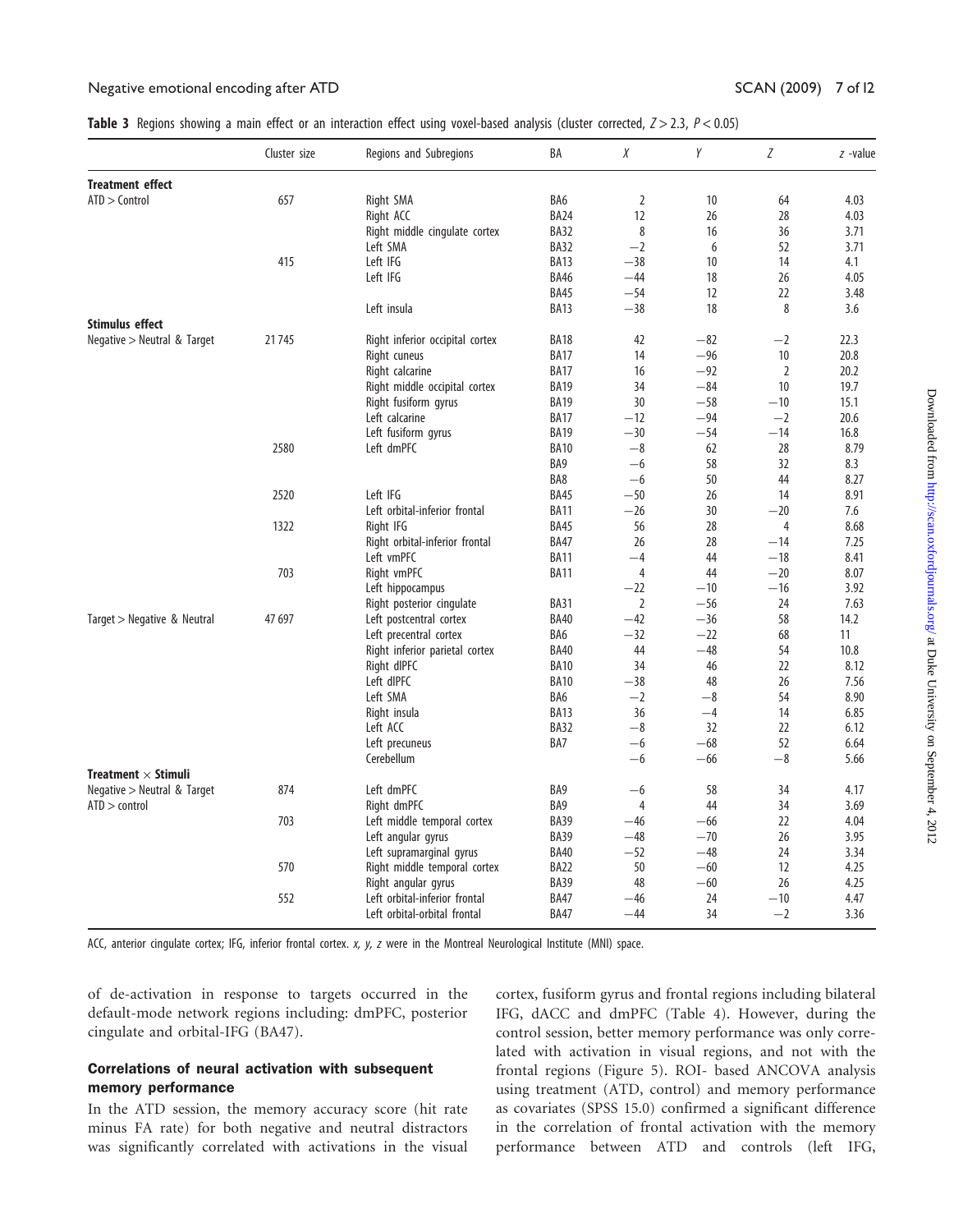**Table 3** Regions showing a main effect or an interaction effect using voxel-based analysis (cluster corrected, $Z > 2.3$, $P < 0.05$)

| | Cluster size | Regions and Subregions | BA | *X* | *Y* | *Z* | *z* -value |
|---|---|---|---|---|---|---|---|
| **Treatment effect** | | | | | | | |
| ATD > Control | 657 | Right SMA | BA6 | 2 | 10 | 64 | 4.03 |
| | | Right ACC | BA24 | 12 | 26 | 28 | 4.03 |
| | | Right middle cingulate cortex | BA32 | 8 | 16 | 36 | 3.71 |
| | | Left SMA | BA32 | −2 | 6 | 52 | 3.71 |
| | 415 | Left IFG | BA13 | −38 | 10 | 14 | 4.1 |
| | | Left IFG | BA46 | −44 | 18 | 26 | 4.05 |
| | | | BA45 | −54 | 12 | 22 | 3.48 |
| | | Left insula | BA13 | −38 | 18 | 8 | 3.6 |
| **Stimulus effect** | | | | | | | |
| Negative > Neutral & Target | 21 745 | Right inferior occipital cortex | BA18 | 42 | −82 | −2 | 22.3 |
| | | Right cuneus | BA17 | 14 | −96 | 10 | 20.8 |
| | | Right calcarine | BA17 | 16 | −92 | 2 | 20.2 |
| | | Right middle occipital cortex | BA19 | 34 | −84 | 10 | 19.7 |
| | | Right fusiform gyrus | BA19 | 30 | −58 | −10 | 15.1 |
| | | Left calcarine | BA17 | −12 | −94 | −2 | 20.6 |
| | | Left fusiform gyrus | BA19 | −30 | −54 | −14 | 16.8 |
| | 2580 | Left dmPFC | BA10 | −8 | 62 | 28 | 8.79 |
| | | | BA9 | −6 | 58 | 32 | 8.3 |
| | | | BA8 | −6 | 50 | 44 | 8.27 |
| | 2520 | Left IFG | BA45 | −50 | 26 | 14 | 8.91 |
| | | Left orbital-inferior frontal | BA11 | −26 | 30 | −20 | 7.6 |
| | 1322 | Right IFG | BA45 | 56 | 28 | 4 | 8.68 |
| | | Right orbital-inferior frontal | BA47 | 26 | 28 | −14 | 7.25 |
| | | Left vmPFC | BA11 | −4 | 44 | −18 | 8.41 |
| | 703 | Right vmPFC | BA11 | 4 | 44 | −20 | 8.07 |
| | | Left hippocampus | | −22 | −10 | −16 | 3.92 |
| | | Right posterior cingulate | BA31 | 2 | −56 | 24 | 7.63 |
| Target > Negative & Neutral | 47 697 | Left postcentral cortex | BA40 | −42 | −36 | 58 | 14.2 |
| | | Left precentral cortex | BA6 | −32 | −22 | 68 | 11 |
| | | Right inferior parietal cortex | BA40 | 44 | −48 | 54 | 10.8 |
| | | Right dlPFC | BA10 | 34 | 46 | 22 | 8.12 |
| | | Left dlPFC | BA10 | −38 | 48 | 26 | 7.56 |
| | | Left SMA | BA6 | −2 | −8 | 54 | 8.90 |
| | | Right insula | BA13 | 36 | −4 | 14 | 6.85 |
| | | Left ACC | BA32 | −8 | 32 | 22 | 6.12 |
| | | Left precuneus | BA7 | −6 | −68 | 52 | 6.64 |
| | | Cerebellum | | −6 | −66 | −8 | 5.66 |
| **Treatment × Stimuli** | | | | | | | |
| Negative > Neutral & Target ATD > control | 874 | Left dmPFC | BA9 | −6 | 58 | 34 | 4.17 |
| | | Right dmPFC | BA9 | 4 | 44 | 34 | 3.69 |
| | 703 | Left middle temporal cortex | BA39 | −46 | −66 | 22 | 4.04 |
| | | Left angular gyrus | BA39 | −48 | −70 | 26 | 3.95 |
| | | Left supramarginal gyrus | BA40 | −52 | −48 | 24 | 3.34 |
| | 570 | Right middle temporal cortex | BA22 | 50 | −60 | 12 | 4.25 |
| | | Right angular gyrus | BA39 | 48 | −60 | 26 | 4.25 |
| | 552 | Left orbital-inferior frontal | BA47 | −46 | 24 | −10 | 4.47 |
| | | Left orbital-orbital frontal | BA47 | −44 | 34 | −2 | 3.36 |

ACC, anterior cingulate cortex; IFG, inferior frontal cortex. *x*, *y*, *z* were in the Montreal Neurological Institute (MNI) space.

of de-activation in response to targets occurred in the default-mode network regions including: dmPFC, posterior cingulate and orbital-IFG (BA47).

### Correlations of neural activation with subsequent memory performance

In the ATD session, the memory accuracy score (hit rate minus FA rate) for both negative and neutral distractors was significantly correlated with activations in the visual cortex, fusiform gyrus and frontal regions including bilateral IFG, dACC and dmPFC (Table 4). However, during the control session, better memory performance was only correlated with activation in visual regions, and not with the frontal regions (Figure 5). ROI- based ANCOVA analysis using treatment (ATD, control) and memory performance as covariates (SPSS 15.0) confirmed a significant difference in the correlation of frontal activation with the memory performance between ATD and controls (left IFG,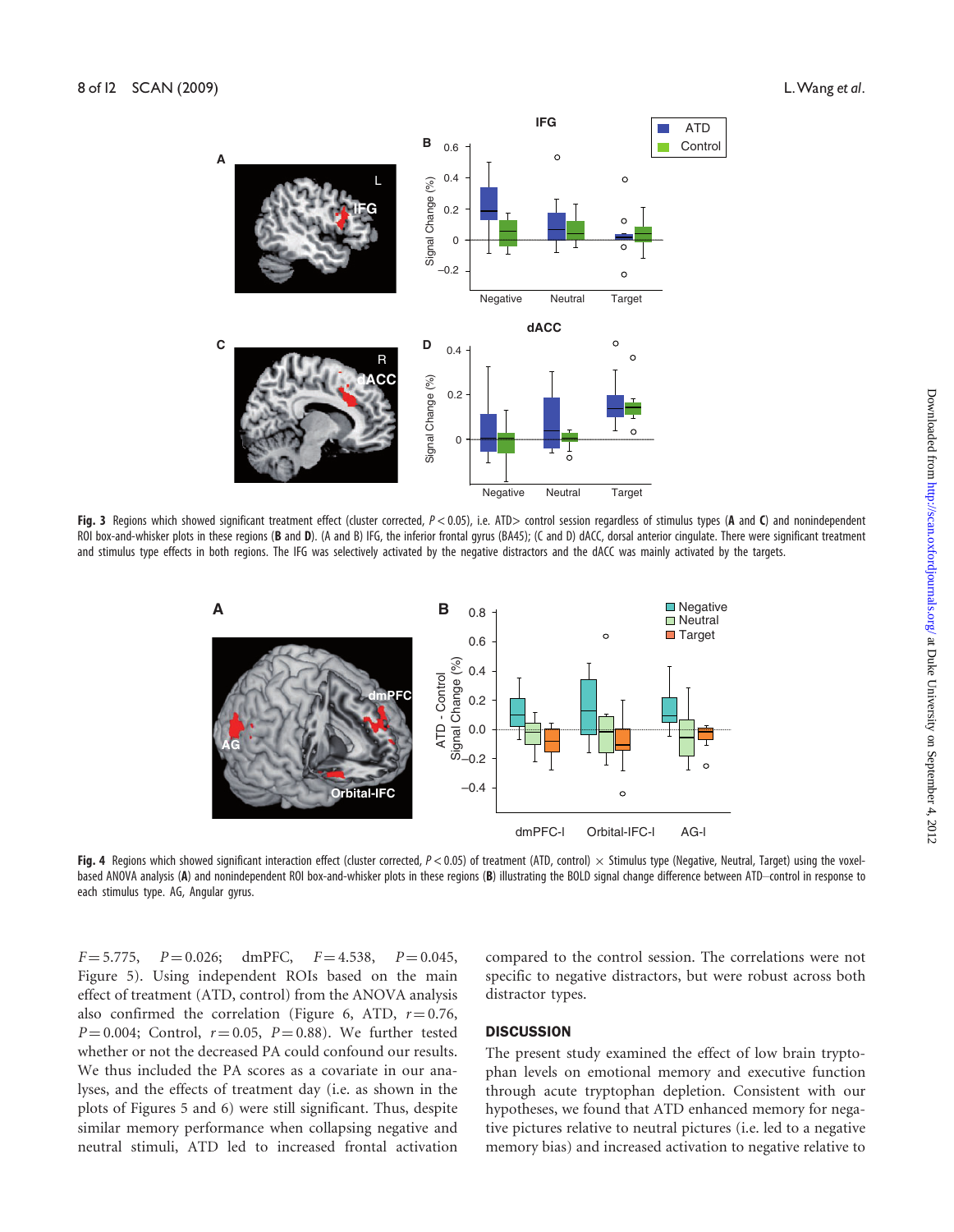**Fig. 3** Regions which showed significant treatment effect (cluster corrected, $P < 0.05$), i.e. ATD> control session regardless of stimulus types (**A** and **C**) and nonindependent ROI box-and-whisker plots in these regions (**B** and **D**). (A and B) IFG, the inferior frontal gyrus (BA45); (C and D) dACC, dorsal anterior cingulate. There were significant treatment and stimulus type effects in both regions. The IFG was selectively activated by the negative distractors and the dACC was mainly activated by the targets.

**Fig. 4** Regions which showed significant interaction effect (cluster corrected, $P < 0.05$) of treatment (ATD, control) × Stimulus type (Negative, Neutral, Target) using the voxel-based ANOVA analysis (**A**) and nonindependent ROI box-and-whisker plots in these regions (**B**) illustrating the BOLD signal change difference between ATD–control in response to each stimulus type. AG, Angular gyrus.

$F = 5.775$, $P = 0.026$; dmPFC, $F = 4.538$, $P = 0.045$, Figure 5). Using independent ROIs based on the main effect of treatment (ATD, control) from the ANOVA analysis also confirmed the correlation (Figure 6, ATD, $r = 0.76$, $P = 0.004$; Control, $r = 0.05$, $P = 0.88$). We further tested whether or not the decreased PA could confound our results. We thus included the PA scores as a covariate in our analyses, and the effects of treatment day (i.e. as shown in the plots of Figures 5 and 6) were still significant. Thus, despite similar memory performance when collapsing negative and neutral stimuli, ATD led to increased frontal activation compared to the control session. The correlations were not specific to negative distractors, but were robust across both distractor types.

## DISCUSSION

The present study examined the effect of low brain tryptophan levels on emotional memory and executive function through acute tryptophan depletion. Consistent with our hypotheses, we found that ATD enhanced memory for negative pictures relative to neutral pictures (i.e. led to a negative memory bias) and increased activation to negative relative to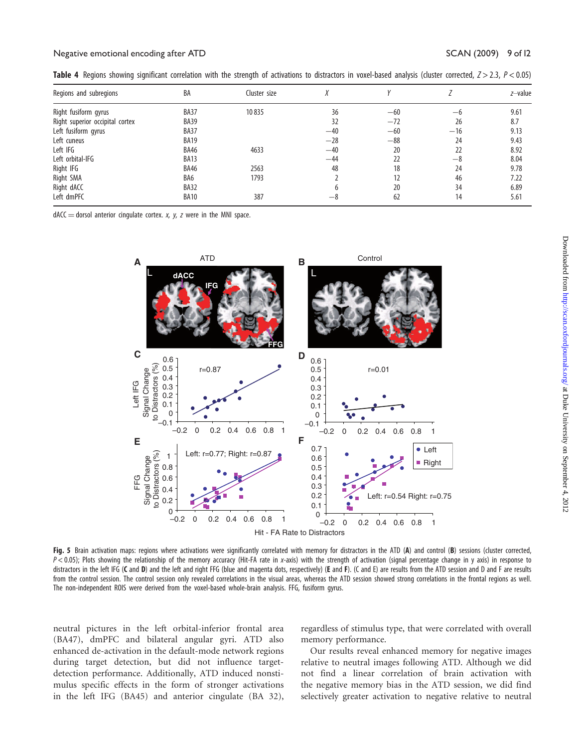**Table 4** Regions showing significant correlation with the strength of activations to distractors in voxel-based analysis (cluster corrected, $Z > 2.3$, $P < 0.05$)

| Regions and subregions | BA | Cluster size | X | Y | Z | z–value |
|---|---|---|---|---|---|---|
| Right fusiform gyrus | BA37 | 10 835 | 36 | −60 | −6 | 9.61 |
| Right superior occipital cortex | BA39 | | 32 | −72 | 26 | 8.7 |
| Left fusiform gyrus | BA37 | | −40 | −60 | −16 | 9.13 |
| Left cuneus | BA19 | | −28 | −88 | 24 | 9.43 |
| Left IFG | BA46 | 4633 | −40 | 20 | 22 | 8.92 |
| Left orbital-IFG | BA13 | | −44 | 22 | −8 | 8.04 |
| Right IFG | BA46 | 2563 | 48 | 18 | 24 | 9.78 |
| Right SMA | BA6 | 1793 | 2 | 12 | 46 | 7.22 |
| Right dACC | BA32 | | 6 | 20 | 34 | 6.89 |
| Left dmPFC | BA10 | 387 | −8 | 62 | 14 | 5.61 |

dACC = dorsol anterior cingulate cortex. *x, y, z* were in the MNI space.

**Fig. 5** Brain activation maps: regions where activations were significantly correlated with memory for distractors in the ATD (**A**) and control (**B**) sessions (cluster corrected, $P < 0.05$); Plots showing the relationship of the memory accuracy (Hit-FA rate in *x*-axis) with the strength of activation (signal percentage change in y axis) in response to distractors in the left IFG (**C** and **D**) and the left and right FFG (blue and magenta dots, respectively) (**E** and **F**). (C and E) are results from the ATD session and D and F are results from the control session. The control session only revealed correlations in the visual areas, whereas the ATD session showed strong correlations in the frontal regions as well. The non-independent ROIS were derived from the voxel-based whole-brain analysis. FFG, fusiform gyrus.

neutral pictures in the left orbital-inferior frontal area (BA47), dmPFC and bilateral angular gyri. ATD also enhanced de-activation in the default-mode network regions during target detection, but did not influence target-detection performance. Additionally, ATD induced nonstimulus specific effects in the form of stronger activations in the left IFG (BA45) and anterior cingulate (BA 32), regardless of stimulus type, that were correlated with overall memory performance.

Our results reveal enhanced memory for negative images relative to neutral images following ATD. Although we did not find a linear correlation of brain activation with the negative memory bias in the ATD session, we did find selectively greater activation to negative relative to neutral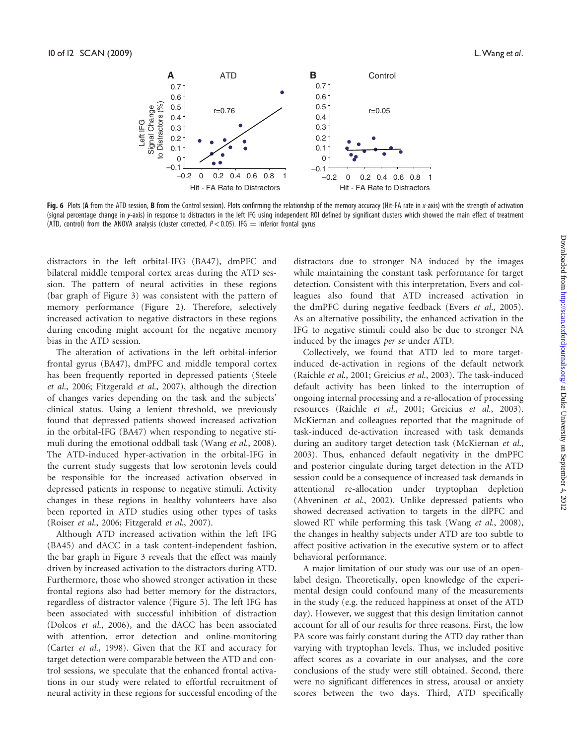**Fig. 6** Plots (**A** from the ATD session, **B** from the Control session). Plots confirming the relationship of the memory accuracy (Hit-FA rate in *x*-axis) with the strength of activation (signal percentage change in *y*-axis) in response to distractors in the left IFG using independent ROI defined by significant clusters which showed the main effect of treatment (ATD, control) from the ANOVA analysis (cluster corrected, $P < 0.05$). IFG = inferior frontal gyrus

distractors in the left orbital-IFG (BA47), dmPFC and bilateral middle temporal cortex areas during the ATD session. The pattern of neural activities in these regions (bar graph of Figure 3) was consistent with the pattern of memory performance (Figure 2). Therefore, selectively increased activation to negative distractors in these regions during encoding might account for the negative memory bias in the ATD session.

The alteration of activations in the left orbital-inferior frontal gyrus (BA47), dmPFC and middle temporal cortex has been frequently reported in depressed patients (Steele *et al.*, 2006; Fitzgerald *et al.*, 2007), although the direction of changes varies depending on the task and the subjects' clinical status. Using a lenient threshold, we previously found that depressed patients showed increased activation in the orbital-IFG (BA47) when responding to negative stimuli during the emotional oddball task (Wang *et al.*, 2008). The ATD-induced hyper-activation in the orbital-IFG in the current study suggests that low serotonin levels could be responsible for the increased activation observed in depressed patients in response to negative stimuli. Activity changes in these regions in healthy volunteers have also been reported in ATD studies using other types of tasks (Roiser *et al.*, 2006; Fitzgerald *et al.*, 2007).

Although ATD increased activation within the left IFG (BA45) and dACC in a task content-independent fashion, the bar graph in Figure 3 reveals that the effect was mainly driven by increased activation to the distractors during ATD. Furthermore, those who showed stronger activation in these frontal regions also had better memory for the distractors, regardless of distractor valence (Figure 5). The left IFG has been associated with successful inhibition of distraction (Dolcos *et al.*, 2006), and the dACC has been associated with attention, error detection and online-monitoring (Carter *et al.*, 1998). Given that the RT and accuracy for target detection were comparable between the ATD and control sessions, we speculate that the enhanced frontal activations in our study were related to effortful recruitment of neural activity in these regions for successful encoding of the distractors due to stronger NA induced by the images while maintaining the constant task performance for target detection. Consistent with this interpretation, Evers and colleagues also found that ATD increased activation in the dmPFC during negative feedback (Evers *et al.*, 2005). As an alternative possibility, the enhanced activation in the IFG to negative stimuli could also be due to stronger NA induced by the images *per se* under ATD.

Collectively, we found that ATD led to more target-induced de-activation in regions of the default network (Raichle *et al.*, 2001; Greicius *et al.*, 2003). The task-induced default activity has been linked to the interruption of ongoing internal processing and a re-allocation of processing resources (Raichle *et al.*, 2001; Greicius *et al.*, 2003). McKiernan and colleagues reported that the magnitude of task-induced de-activation increased with task demands during an auditory target detection task (McKiernan *et al.*, 2003). Thus, enhanced default negativity in the dmPFC and posterior cingulate during target detection in the ATD session could be a consequence of increased task demands in attentional re-allocation under tryptophan depletion (Ahveninen *et al.*, 2002). Unlike depressed patients who showed decreased activation to targets in the dlPFC and slowed RT while performing this task (Wang *et al.*, 2008), the changes in healthy subjects under ATD are too subtle to affect positive activation in the executive system or to affect behavioral performance.

A major limitation of our study was our use of an open-label design. Theoretically, open knowledge of the experimental design could confound many of the measurements in the study (e.g. the reduced happiness at onset of the ATD day). However, we suggest that this design limitation cannot account for all of our results for three reasons. First, the low PA score was fairly constant during the ATD day rather than varying with tryptophan levels. Thus, we included positive affect scores as a covariate in our analyses, and the core conclusions of the study were still obtained. Second, there were no significant differences in stress, arousal or anxiety scores between the two days. Third, ATD specifically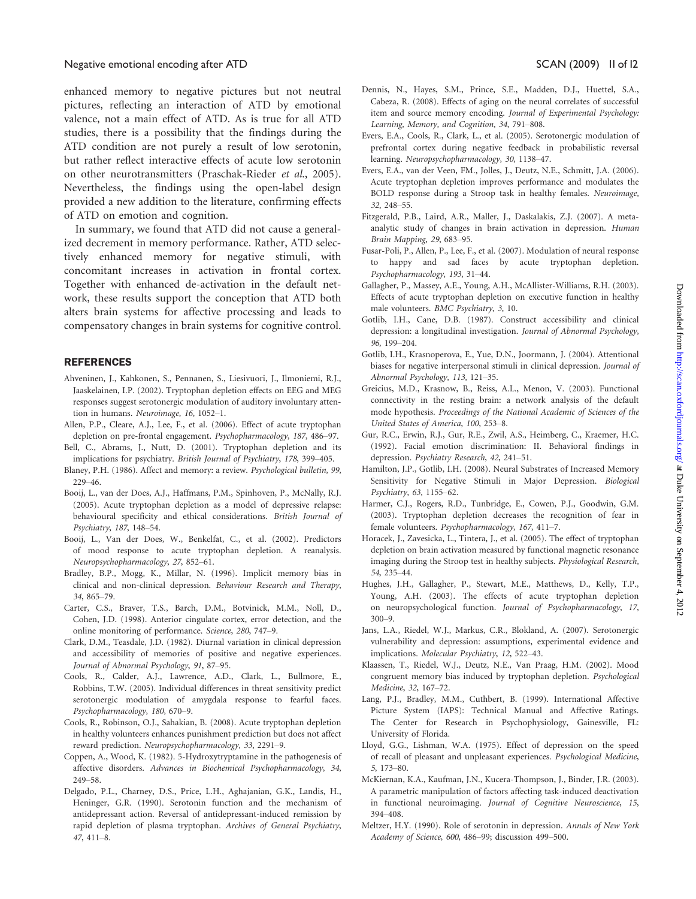enhanced memory to negative pictures but not neutral pictures, reflecting an interaction of ATD by emotional valence, not a main effect of ATD. As is true for all ATD studies, there is a possibility that the findings during the ATD condition are not purely a result of low serotonin, but rather reflect interactive effects of acute low serotonin on other neurotransmitters (Praschak-Rieder *et al.*, 2005). Nevertheless, the findings using the open-label design provided a new addition to the literature, confirming effects of ATD on emotion and cognition.

In summary, we found that ATD did not cause a generalized decrement in memory performance. Rather, ATD selectively enhanced memory for negative stimuli, with concomitant increases in activation in frontal cortex. Together with enhanced de-activation in the default network, these results support the conception that ATD both alters brain systems for affective processing and leads to compensatory changes in brain systems for cognitive control.

## REFERENCES

Ahveninen, J., Kahkonen, S., Pennanen, S., Liesivuori, J., Ilmoniemi, R.J., Jaaskelainen, I.P. (2002). Tryptophan depletion effects on EEG and MEG responses suggest serotonergic modulation of auditory involuntary attention in humans. *Neuroimage*, *16*, 1052–1.

Allen, P.P., Cleare, A.J., Lee, F., et al. (2006). Effect of acute tryptophan depletion on pre-frontal engagement. *Psychopharmacology*, *187*, 486–97.

Bell, C., Abrams, J., Nutt, D. (2001). Tryptophan depletion and its implications for psychiatry. *British Journal of Psychiatry*, *178*, 399–405.

Blaney, P.H. (1986). Affect and memory: a review. *Psychological bulletin*, *99*, 229–46.

Booij, L., van der Does, A.J., Haffmans, P.M., Spinhoven, P., McNally, R.J. (2005). Acute tryptophan depletion as a model of depressive relapse: behavioural specificity and ethical considerations. *British Journal of Psychiatry*, *187*, 148–54.

Booij, L., Van der Does, W., Benkelfat, C., et al. (2002). Predictors of mood response to acute tryptophan depletion. A reanalysis. *Neuropsychopharmacology*, *27*, 852–61.

Bradley, B.P., Mogg, K., Millar, N. (1996). Implicit memory bias in clinical and non-clinical depression. *Behaviour Research and Therapy*, *34*, 865–79.

Carter, C.S., Braver, T.S., Barch, D.M., Botvinick, M.M., Noll, D., Cohen, J.D. (1998). Anterior cingulate cortex, error detection, and the online monitoring of performance. *Science*, *280*, 747–9.

Clark, D.M., Teasdale, J.D. (1982). Diurnal variation in clinical depression and accessibility of memories of positive and negative experiences. *Journal of Abnormal Psychology*, *91*, 87–95.

Cools, R., Calder, A.J., Lawrence, A.D., Clark, L., Bullmore, E., Robbins, T.W. (2005). Individual differences in threat sensitivity predict serotonergic modulation of amygdala response to fearful faces. *Psychopharmacology*, *180*, 670–9.

Cools, R., Robinson, O.J., Sahakian, B. (2008). Acute tryptophan depletion in healthy volunteers enhances punishment prediction but does not affect reward prediction. *Neuropsychopharmacology*, *33*, 2291–9.

Coppen, A., Wood, K. (1982). 5-Hydroxytryptamine in the pathogenesis of affective disorders. *Advances in Biochemical Psychopharmacology*, *34*, 249–58.

Delgado, P.L., Charney, D.S., Price, L.H., Aghajanian, G.K., Landis, H., Heninger, G.R. (1990). Serotonin function and the mechanism of antidepressant action. Reversal of antidepressant-induced remission by rapid depletion of plasma tryptophan. *Archives of General Psychiatry*, *47*, 411–8.

Dennis, N., Hayes, S.M., Prince, S.E., Madden, D.J., Huettel, S.A., Cabeza, R. (2008). Effects of aging on the neural correlates of successful item and source memory encoding. *Journal of Experimental Psychology: Learning, Memory, and Cognition*, *34*, 791–808.

Evers, E.A., Cools, R., Clark, L., et al. (2005). Serotonergic modulation of prefrontal cortex during negative feedback in probabilistic reversal learning. *Neuropsychopharmacology*, *30*, 1138–47.

Evers, E.A., van der Veen, FM., Jolles, J., Deutz, N.E., Schmitt, J.A. (2006). Acute tryptophan depletion improves performance and modulates the BOLD response during a Stroop task in healthy females. *Neuroimage*, *32*, 248–55.

Fitzgerald, P.B., Laird, A.R., Maller, J., Daskalakis, Z.J. (2007). A meta-analytic study of changes in brain activation in depression. *Human Brain Mapping*, *29*, 683–95.

Fusar-Poli, P., Allen, P., Lee, F., et al. (2007). Modulation of neural response to happy and sad faces by acute tryptophan depletion. *Psychopharmacology*, *193*, 31–44.

Gallagher, P., Massey, A.E., Young, A.H., McAllister-Williams, R.H. (2003). Effects of acute tryptophan depletion on executive function in healthy male volunteers. *BMC Psychiatry*, *3*, 10.

Gotlib, I.H., Cane, D.B. (1987). Construct accessibility and clinical depression: a longitudinal investigation. *Journal of Abnormal Psychology*, *96*, 199–204.

Gotlib, I.H., Krasnoperova, E., Yue, D.N., Joormann, J. (2004). Attentional biases for negative interpersonal stimuli in clinical depression. *Journal of Abnormal Psychology*, *113*, 121–35.

Greicius, M.D., Krasnow, B., Reiss, A.L., Menon, V. (2003). Functional connectivity in the resting brain: a network analysis of the default mode hypothesis. *Proceedings of the National Academic of Sciences of the United States of America*, *100*, 253–8.

Gur, R.C., Erwin, R.J., Gur, R.E., Zwil, A.S., Heimberg, C., Kraemer, H.C. (1992). Facial emotion discrimination: II. Behavioral findings in depression. *Psychiatry Research*, *42*, 241–51.

Hamilton, J.P., Gotlib, I.H. (2008). Neural Substrates of Increased Memory Sensitivity for Negative Stimuli in Major Depression. *Biological Psychiatry*, *63*, 1155–62.

Harmer, C.J., Rogers, R.D., Tunbridge, E., Cowen, P.J., Goodwin, G.M. (2003). Tryptophan depletion decreases the recognition of fear in female volunteers. *Psychopharmacology*, *167*, 411–7.

Horacek, J., Zavesicka, L., Tintera, J., et al. (2005). The effect of tryptophan depletion on brain activation measured by functional magnetic resonance imaging during the Stroop test in healthy subjects. *Physiological Research*, *54*, 235–44.

Hughes, J.H., Gallagher, P., Stewart, M.E., Matthews, D., Kelly, T.P., Young, A.H. (2003). The effects of acute tryptophan depletion on neuropsychological function. *Journal of Psychopharmacology*, *17*, 300–9.

Jans, L.A., Riedel, W.J., Markus, C.R., Blokland, A. (2007). Serotonergic vulnerability and depression: assumptions, experimental evidence and implications. *Molecular Psychiatry*, *12*, 522–43.

Klaassen, T., Riedel, W.J., Deutz, N.E., Van Praag, H.M. (2002). Mood congruent memory bias induced by tryptophan depletion. *Psychological Medicine*, *32*, 167–72.

Lang, P.J., Bradley, M.M., Cuthbert, B. (1999). International Affective Picture System (IAPS): Technical Manual and Affective Ratings. The Center for Research in Psychophysiology, Gainesville, FL: University of Florida.

Lloyd, G.G., Lishman, W.A. (1975). Effect of depression on the speed of recall of pleasant and unpleasant experiences. *Psychological Medicine*, *5*, 173–80.

McKiernan, K.A., Kaufman, J.N., Kucera-Thompson, J., Binder, J.R. (2003). A parametric manipulation of factors affecting task-induced deactivation in functional neuroimaging. *Journal of Cognitive Neuroscience*, *15*, 394–408.

Meltzer, H.Y. (1990). Role of serotonin in depression. *Annals of New York Academy of Science*, *600*, 486–99; discussion 499–500.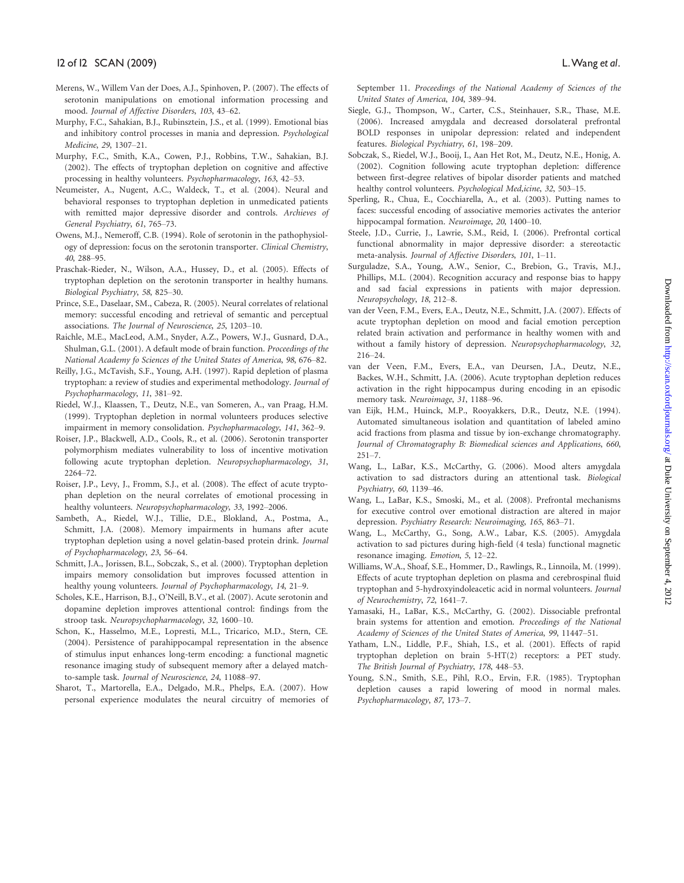Merens, W., Willem Van der Does, A.J., Spinhoven, P. (2007). The effects of serotonin manipulations on emotional information processing and mood. *Journal of Affective Disorders*, *103*, 43–62.

Murphy, F.C., Sahakian, B.J., Rubinsztein, J.S., et al. (1999). Emotional bias and inhibitory control processes in mania and depression. *Psychological Medicine*, *29*, 1307–21.

Murphy, F.C., Smith, K.A., Cowen, P.J., Robbins, T.W., Sahakian, B.J. (2002). The effects of tryptophan depletion on cognitive and affective processing in healthy volunteers. *Psychopharmacology*, *163*, 42–53.

Neumeister, A., Nugent, A.C., Waldeck, T., et al. (2004). Neural and behavioral responses to tryptophan depletion in unmedicated patients with remitted major depressive disorder and controls. *Archieves of General Psychiatry*, *61*, 765–73.

Owens, M.J., Nemeroff, C.B. (1994). Role of serotonin in the pathophysiology of depression: focus on the serotonin transporter. *Clinical Chemistry*, *40*, 288–95.

Praschak-Rieder, N., Wilson, A.A., Hussey, D., et al. (2005). Effects of tryptophan depletion on the serotonin transporter in healthy humans. *Biological Psychiatry*, *58*, 825–30.

Prince, S.E., Daselaar, SM., Cabeza, R. (2005). Neural correlates of relational memory: successful encoding and retrieval of semantic and perceptual associations. *The Journal of Neuroscience*, *25*, 1203–10.

Raichle, M.E., MacLeod, A.M., Snyder, A.Z., Powers, W.J., Gusnard, D.A., Shulman, G.L. (2001). A default mode of brain function. *Proceedings of the National Academy fo Sciences of the United States of America*, *98*, 676–82.

Reilly, J.G., McTavish, S.F., Young, A.H. (1997). Rapid depletion of plasma tryptophan: a review of studies and experimental methodology. *Journal of Psychopharmacology*, *11*, 381–92.

Riedel, W.J., Klaassen, T., Deutz, N.E., van Someren, A., van Praag, H.M. (1999). Tryptophan depletion in normal volunteers produces selective impairment in memory consolidation. *Psychopharmacology*, *141*, 362–9.

Roiser, J.P., Blackwell, A.D., Cools, R., et al. (2006). Serotonin transporter polymorphism mediates vulnerability to loss of incentive motivation following acute tryptophan depletion. *Neuropsychopharmacology*, *31*, 2264–72.

Roiser, J.P., Levy, J., Fromm, S.J., et al. (2008). The effect of acute tryptophan depletion on the neural correlates of emotional processing in healthy volunteers. *Neuropsychopharmacology*, *33*, 1992–2006.

Sambeth, A., Riedel, W.J., Tillie, D.E., Blokland, A., Postma, A., Schmitt, J.A. (2008). Memory impairments in humans after acute tryptophan depletion using a novel gelatin-based protein drink. *Journal of Psychopharmacology*, *23*, 56–64.

Schmitt, J.A., Jorissen, B.L., Sobczak, S., et al. (2000). Tryptophan depletion impairs memory consolidation but improves focussed attention in healthy young volunteers. *Journal of Psychopharmacology*, *14*, 21–9.

Scholes, K.E., Harrison, B.J., O'Neill, B.V., et al. (2007). Acute serotonin and dopamine depletion improves attentional control: findings from the stroop task. *Neuropsychopharmacology*, *32*, 1600–10.

Schon, K., Hasselmo, M.E., Lopresti, M.L., Tricarico, M.D., Stern, CE. (2004). Persistence of parahippocampal representation in the absence of stimulus input enhances long-term encoding: a functional magnetic resonance imaging study of subsequent memory after a delayed match-to-sample task. *Journal of Neuroscience*, *24*, 11088–97.

Sharot, T., Martorella, E.A., Delgado, M.R., Phelps, E.A. (2007). How personal experience modulates the neural circuitry of memories of September 11. *Proceedings of the National Academy of Sciences of the United States of America*, *104*, 389–94.

Siegle, G.J., Thompson, W., Carter, C.S., Steinhauer, S.R., Thase, M.E. (2006). Increased amygdala and decreased dorsolateral prefrontal BOLD responses in unipolar depression: related and independent features. *Biological Psychiatry*, *61*, 198–209.

Sobczak, S., Riedel, W.J., Booij, I., Aan Het Rot, M., Deutz, N.E., Honig, A. (2002). Cognition following acute tryptophan depletion: difference between first-degree relatives of bipolar disorder patients and matched healthy control volunteers. *Psychological Med,icine*, *32*, 503–15.

Sperling, R., Chua, E., Cocchiarella, A., et al. (2003). Putting names to faces: successful encoding of associative memories activates the anterior hippocampal formation. *Neuroimage*, *20*, 1400–10.

Steele, J.D., Currie, J., Lawrie, S.M., Reid, I. (2006). Prefrontal cortical functional abnormality in major depressive disorder: a stereotactic meta-analysis. *Journal of Affective Disorders*, *101*, 1–11.

Surguladze, S.A., Young, A.W., Senior, C., Brebion, G., Travis, M.J., Phillips, M.L. (2004). Recognition accuracy and response bias to happy and sad facial expressions in patients with major depression. *Neuropsychology*, *18*, 212–8.

van der Veen, F.M., Evers, E.A., Deutz, N.E., Schmitt, J.A. (2007). Effects of acute tryptophan depletion on mood and facial emotion perception related brain activation and performance in healthy women with and without a family history of depression. *Neuropsychopharmacology*, *32*, 216–24.

van der Veen, F.M., Evers, E.A., van Deursen, J.A., Deutz, N.E., Backes, W.H., Schmitt, J.A. (2006). Acute tryptophan depletion reduces activation in the right hippocampus during encoding in an episodic memory task. *Neuroimage*, *31*, 1188–96.

van Eijk, H.M., Huinck, M.P., Rooyakkers, D.R., Deutz, N.E. (1994). Automated simultaneous isolation and quantitation of labeled amino acid fractions from plasma and tissue by ion-exchange chromatography. *Journal of Chromatography B: Biomedical sciences and Applications*, *660*, 251–7.

Wang, L., LaBar, K.S., McCarthy, G. (2006). Mood alters amygdala activation to sad distractors during an attentional task. *Biological Psychiatry*, *60*, 1139–46.

Wang, L., LaBar, K.S., Smoski, M., et al. (2008). Prefrontal mechanisms for executive control over emotional distraction are altered in major depression. *Psychiatry Research: Neuroimaging*, *165*, 863–71.

Wang, L., McCarthy, G., Song, A.W., Labar, K.S. (2005). Amygdala activation to sad pictures during high-field (4 tesla) functional magnetic resonance imaging. *Emotion*, *5*, 12–22.

Williams, W.A., Shoaf, S.E., Hommer, D., Rawlings, R., Linnoila, M. (1999). Effects of acute tryptophan depletion on plasma and cerebrospinal fluid tryptophan and 5-hydroxyindoleacetic acid in normal volunteers. *Journal of Neurochemistry*, *72*, 1641–7.

Yamasaki, H., LaBar, K.S., McCarthy, G. (2002). Dissociable prefrontal brain systems for attention and emotion. *Proceedings of the National Academy of Sciences of the United States of America*, *99*, 11447–51.

Yatham, L.N., Liddle, P.F., Shiah, I.S., et al. (2001). Effects of rapid tryptophan depletion on brain 5-HT(2) receptors: a PET study. *The British Journal of Psychiatry*, *178*, 448–53.

Young, S.N., Smith, S.E., Pihl, R.O., Ervin, F.R. (1985). Tryptophan depletion causes a rapid lowering of mood in normal males. *Psychopharmacology*, *87*, 173–7.